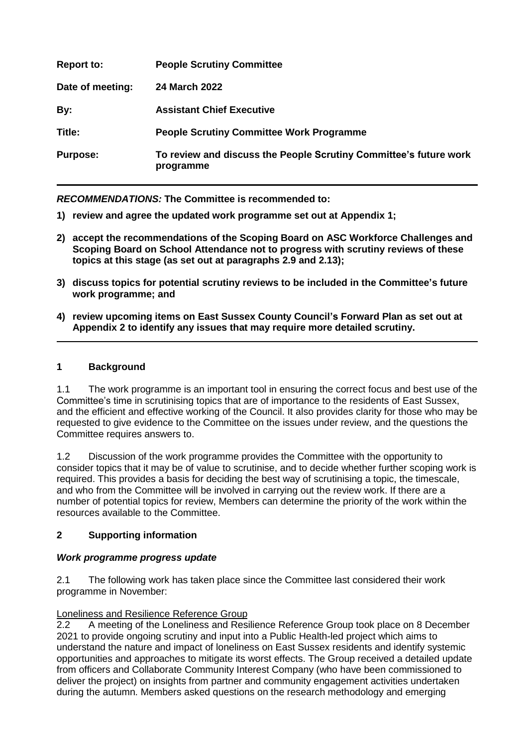| **Report to:** | **People Scrutiny Committee** |
| --- | --- |
| **Date of meeting:** | **24 March 2022** |
| **By:** | **Assistant Chief Executive** |
| **Title:** | **People Scrutiny Committee Work Programme** |
| **Purpose:** | **To review and discuss the People Scrutiny Committee's future work programme** |

***RECOMMENDATIONS:*** **The Committee is recommended to:**

1) **review and agree the updated work programme set out at Appendix 1;**
2) **accept the recommendations of the Scoping Board on ASC Workforce Challenges and Scoping Board on School Attendance not to progress with scrutiny reviews of these topics at this stage (as set out at paragraphs 2.9 and 2.13);**
3) **discuss topics for potential scrutiny reviews to be included in the Committee's future work programme; and**
4) **review upcoming items on East Sussex County Council's Forward Plan as set out at Appendix 2 to identify any issues that may require more detailed scrutiny.**

## 1 Background

1.1 The work programme is an important tool in ensuring the correct focus and best use of the Committee's time in scrutinising topics that are of importance to the residents of East Sussex, and the efficient and effective working of the Council. It also provides clarity for those who may be requested to give evidence to the Committee on the issues under review, and the questions the Committee requires answers to.

1.2 Discussion of the work programme provides the Committee with the opportunity to consider topics that it may be of value to scrutinise, and to decide whether further scoping work is required. This provides a basis for deciding the best way of scrutinising a topic, the timescale, and who from the Committee will be involved in carrying out the review work. If there are a number of potential topics for review, Members can determine the priority of the work within the resources available to the Committee.

## 2 Supporting information

### *Work programme progress update*

2.1 The following work has taken place since the Committee last considered their work programme in November:

Loneliness and Resilience Reference Group

2.2 A meeting of the Loneliness and Resilience Reference Group took place on 8 December 2021 to provide ongoing scrutiny and input into a Public Health-led project which aims to understand the nature and impact of loneliness on East Sussex residents and identify systemic opportunities and approaches to mitigate its worst effects. The Group received a detailed update from officers and Collaborate Community Interest Company (who have been commissioned to deliver the project) on insights from partner and community engagement activities undertaken during the autumn. Members asked questions on the research methodology and emerging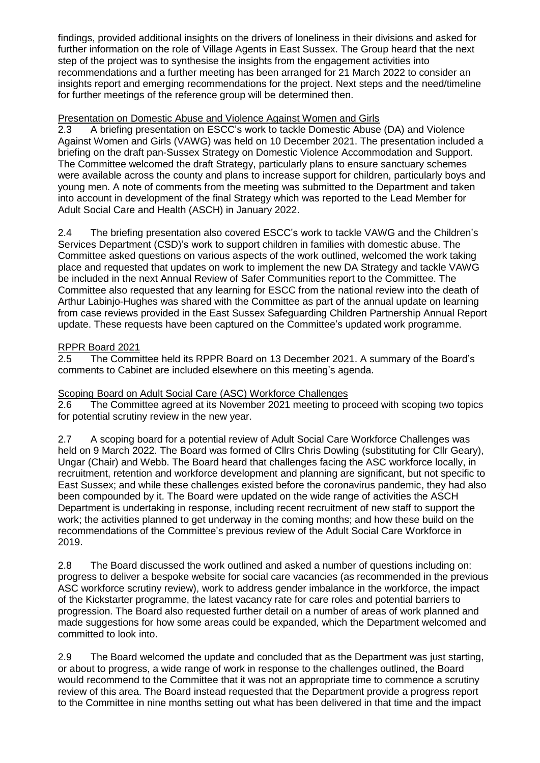findings, provided additional insights on the drivers of loneliness in their divisions and asked for further information on the role of Village Agents in East Sussex. The Group heard that the next step of the project was to synthesise the insights from the engagement activities into recommendations and a further meeting has been arranged for 21 March 2022 to consider an insights report and emerging recommendations for the project. Next steps and the need/timeline for further meetings of the reference group will be determined then.

Presentation on Domestic Abuse and Violence Against Women and Girls

2.3 A briefing presentation on ESCC's work to tackle Domestic Abuse (DA) and Violence Against Women and Girls (VAWG) was held on 10 December 2021. The presentation included a briefing on the draft pan-Sussex Strategy on Domestic Violence Accommodation and Support. The Committee welcomed the draft Strategy, particularly plans to ensure sanctuary schemes were available across the county and plans to increase support for children, particularly boys and young men. A note of comments from the meeting was submitted to the Department and taken into account in development of the final Strategy which was reported to the Lead Member for Adult Social Care and Health (ASCH) in January 2022.

2.4 The briefing presentation also covered ESCC's work to tackle VAWG and the Children's Services Department (CSD)'s work to support children in families with domestic abuse. The Committee asked questions on various aspects of the work outlined, welcomed the work taking place and requested that updates on work to implement the new DA Strategy and tackle VAWG be included in the next Annual Review of Safer Communities report to the Committee. The Committee also requested that any learning for ESCC from the national review into the death of Arthur Labinjo-Hughes was shared with the Committee as part of the annual update on learning from case reviews provided in the East Sussex Safeguarding Children Partnership Annual Report update. These requests have been captured on the Committee's updated work programme.

RPPR Board 2021

2.5 The Committee held its RPPR Board on 13 December 2021. A summary of the Board's comments to Cabinet are included elsewhere on this meeting's agenda.

Scoping Board on Adult Social Care (ASC) Workforce Challenges

2.6 The Committee agreed at its November 2021 meeting to proceed with scoping two topics for potential scrutiny review in the new year.

2.7 A scoping board for a potential review of Adult Social Care Workforce Challenges was held on 9 March 2022. The Board was formed of Cllrs Chris Dowling (substituting for Cllr Geary), Ungar (Chair) and Webb. The Board heard that challenges facing the ASC workforce locally, in recruitment, retention and workforce development and planning are significant, but not specific to East Sussex; and while these challenges existed before the coronavirus pandemic, they had also been compounded by it. The Board were updated on the wide range of activities the ASCH Department is undertaking in response, including recent recruitment of new staff to support the work; the activities planned to get underway in the coming months; and how these build on the recommendations of the Committee's previous review of the Adult Social Care Workforce in 2019.

2.8 The Board discussed the work outlined and asked a number of questions including on: progress to deliver a bespoke website for social care vacancies (as recommended in the previous ASC workforce scrutiny review), work to address gender imbalance in the workforce, the impact of the Kickstarter programme, the latest vacancy rate for care roles and potential barriers to progression. The Board also requested further detail on a number of areas of work planned and made suggestions for how some areas could be expanded, which the Department welcomed and committed to look into.

2.9 The Board welcomed the update and concluded that as the Department was just starting, or about to progress, a wide range of work in response to the challenges outlined, the Board would recommend to the Committee that it was not an appropriate time to commence a scrutiny review of this area. The Board instead requested that the Department provide a progress report to the Committee in nine months setting out what has been delivered in that time and the impact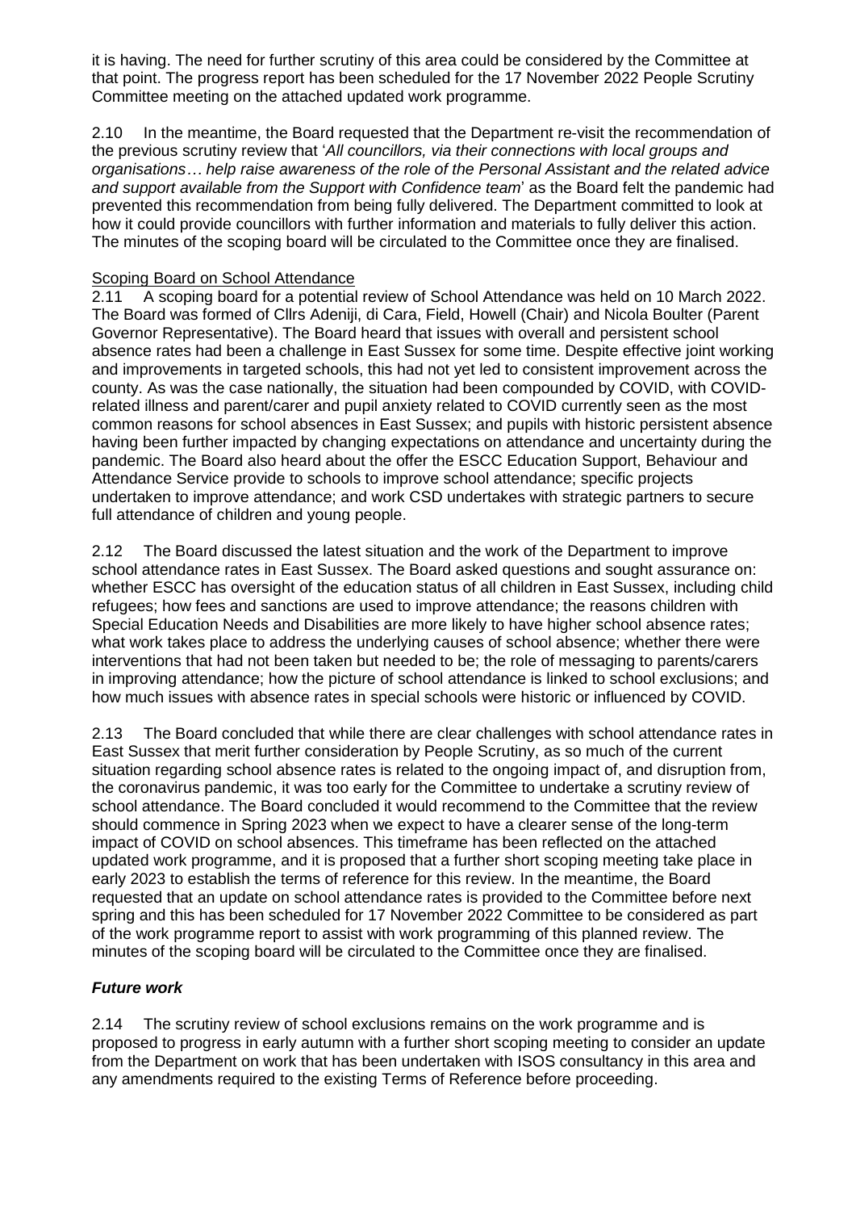it is having. The need for further scrutiny of this area could be considered by the Committee at that point. The progress report has been scheduled for the 17 November 2022 People Scrutiny Committee meeting on the attached updated work programme.

2.10 In the meantime, the Board requested that the Department re-visit the recommendation of the previous scrutiny review that '*All councillors, via their connections with local groups and organisations… help raise awareness of the role of the Personal Assistant and the related advice and support available from the Support with Confidence team*' as the Board felt the pandemic had prevented this recommendation from being fully delivered. The Department committed to look at how it could provide councillors with further information and materials to fully deliver this action. The minutes of the scoping board will be circulated to the Committee once they are finalised.

Scoping Board on School Attendance

2.11 A scoping board for a potential review of School Attendance was held on 10 March 2022. The Board was formed of Cllrs Adeniji, di Cara, Field, Howell (Chair) and Nicola Boulter (Parent Governor Representative). The Board heard that issues with overall and persistent school absence rates had been a challenge in East Sussex for some time. Despite effective joint working and improvements in targeted schools, this had not yet led to consistent improvement across the county. As was the case nationally, the situation had been compounded by COVID, with COVID-related illness and parent/carer and pupil anxiety related to COVID currently seen as the most common reasons for school absences in East Sussex; and pupils with historic persistent absence having been further impacted by changing expectations on attendance and uncertainty during the pandemic. The Board also heard about the offer the ESCC Education Support, Behaviour and Attendance Service provide to schools to improve school attendance; specific projects undertaken to improve attendance; and work CSD undertakes with strategic partners to secure full attendance of children and young people.

2.12 The Board discussed the latest situation and the work of the Department to improve school attendance rates in East Sussex. The Board asked questions and sought assurance on: whether ESCC has oversight of the education status of all children in East Sussex, including child refugees; how fees and sanctions are used to improve attendance; the reasons children with Special Education Needs and Disabilities are more likely to have higher school absence rates; what work takes place to address the underlying causes of school absence; whether there were interventions that had not been taken but needed to be; the role of messaging to parents/carers in improving attendance; how the picture of school attendance is linked to school exclusions; and how much issues with absence rates in special schools were historic or influenced by COVID.

2.13 The Board concluded that while there are clear challenges with school attendance rates in East Sussex that merit further consideration by People Scrutiny, as so much of the current situation regarding school absence rates is related to the ongoing impact of, and disruption from, the coronavirus pandemic, it was too early for the Committee to undertake a scrutiny review of school attendance. The Board concluded it would recommend to the Committee that the review should commence in Spring 2023 when we expect to have a clearer sense of the long-term impact of COVID on school absences. This timeframe has been reflected on the attached updated work programme, and it is proposed that a further short scoping meeting take place in early 2023 to establish the terms of reference for this review. In the meantime, the Board requested that an update on school attendance rates is provided to the Committee before next spring and this has been scheduled for 17 November 2022 Committee to be considered as part of the work programme report to assist with work programming of this planned review. The minutes of the scoping board will be circulated to the Committee once they are finalised.

### *Future work*

2.14 The scrutiny review of school exclusions remains on the work programme and is proposed to progress in early autumn with a further short scoping meeting to consider an update from the Department on work that has been undertaken with ISOS consultancy in this area and any amendments required to the existing Terms of Reference before proceeding.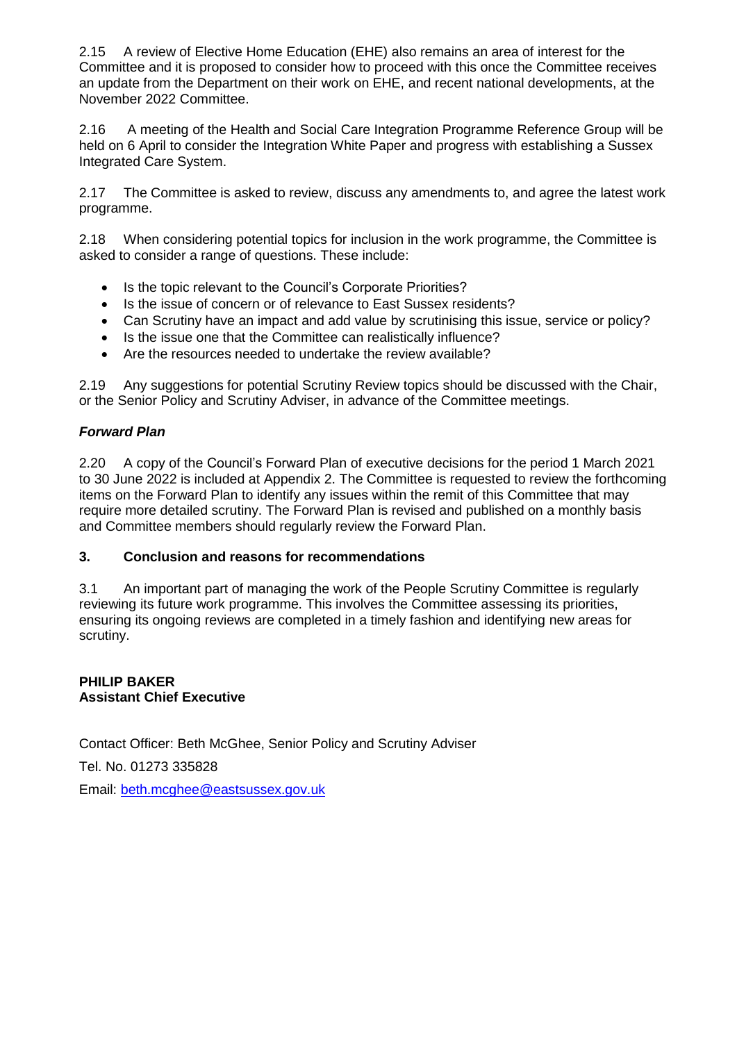2.15 A review of Elective Home Education (EHE) also remains an area of interest for the Committee and it is proposed to consider how to proceed with this once the Committee receives an update from the Department on their work on EHE, and recent national developments, at the November 2022 Committee.

2.16 A meeting of the Health and Social Care Integration Programme Reference Group will be held on 6 April to consider the Integration White Paper and progress with establishing a Sussex Integrated Care System.

2.17 The Committee is asked to review, discuss any amendments to, and agree the latest work programme.

2.18 When considering potential topics for inclusion in the work programme, the Committee is asked to consider a range of questions. These include:

- Is the topic relevant to the Council's Corporate Priorities?
- Is the issue of concern or of relevance to East Sussex residents?
- Can Scrutiny have an impact and add value by scrutinising this issue, service or policy?
- Is the issue one that the Committee can realistically influence?
- Are the resources needed to undertake the review available?

2.19 Any suggestions for potential Scrutiny Review topics should be discussed with the Chair, or the Senior Policy and Scrutiny Adviser, in advance of the Committee meetings.

***Forward Plan***

2.20 A copy of the Council's Forward Plan of executive decisions for the period 1 March 2021 to 30 June 2022 is included at Appendix 2. The Committee is requested to review the forthcoming items on the Forward Plan to identify any issues within the remit of this Committee that may require more detailed scrutiny. The Forward Plan is revised and published on a monthly basis and Committee members should regularly review the Forward Plan.

## 3. Conclusion and reasons for recommendations

3.1 An important part of managing the work of the People Scrutiny Committee is regularly reviewing its future work programme. This involves the Committee assessing its priorities, ensuring its ongoing reviews are completed in a timely fashion and identifying new areas for scrutiny.

**PHILIP BAKER**
**Assistant Chief Executive**

Contact Officer: Beth McGhee, Senior Policy and Scrutiny Adviser

Tel. No. 01273 335828

Email: beth.mcghee@eastsussex.gov.uk